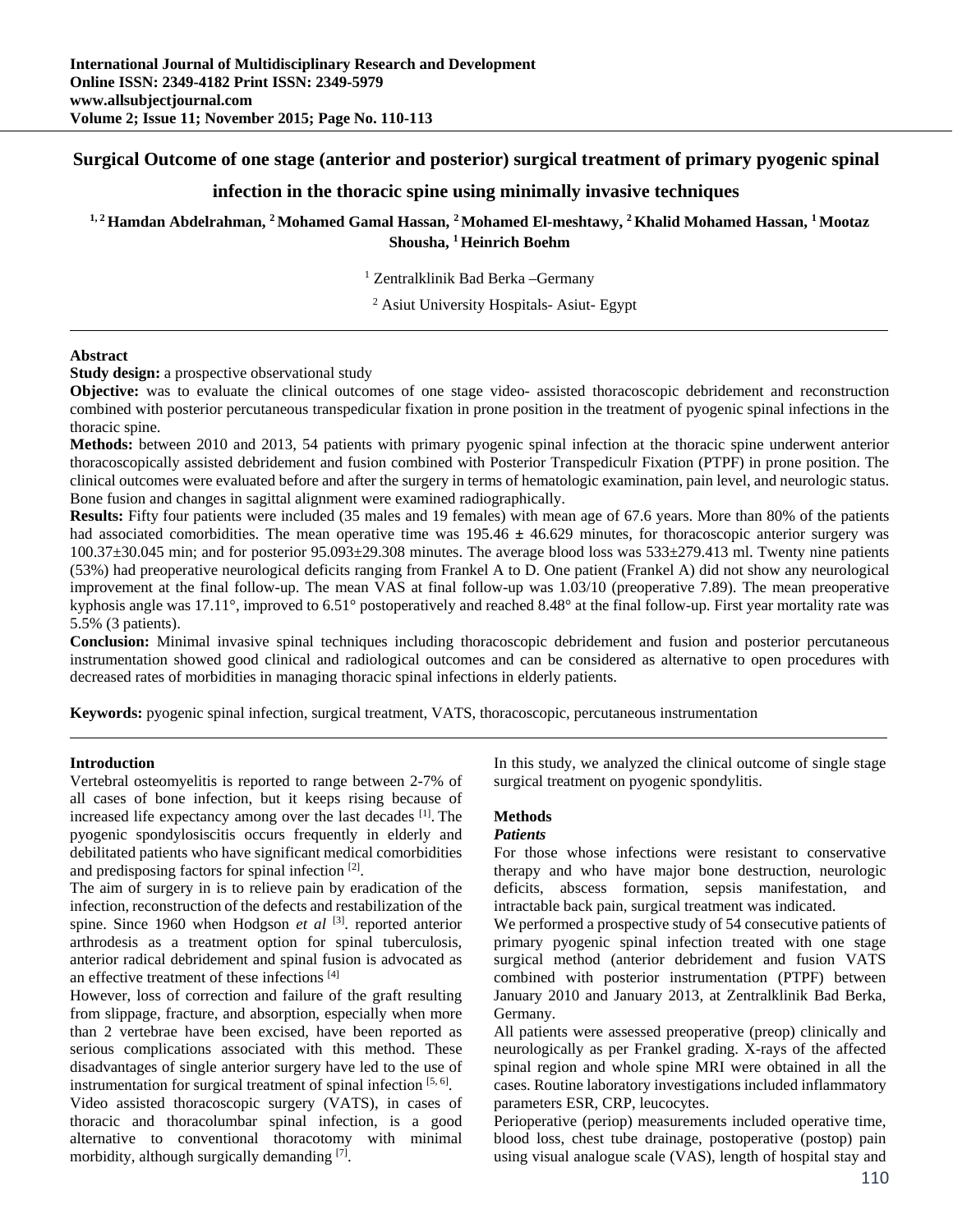# Surgical Outcome of one stage (anterior and posterior) surgical treatment of primary pyogenic spinal infection in the thoracic spine using minimally invasive techniques

**[1,2] Hamdan Abdelrahman, [2] Mohamed Gamal Hassan, [2] Mohamed El-meshtawy, [2] Khalid Mohamed Hassan, [1] Mootaz Shousha, [1] Heinrich Boehm**

[1] Zentralklinik Bad Berka –Germany

[2] Asiut University Hospitals- Asiut- Egypt

---

**Abstract**

**Study design:** a prospective observational study

**Objective:** was to evaluate the clinical outcomes of one stage video- assisted thoracoscopic debridement and reconstruction combined with posterior percutaneous transpedicular fixation in prone position in the treatment of pyogenic spinal infections in the thoracic spine.

**Methods:** between 2010 and 2013, 54 patients with primary pyogenic spinal infection at the thoracic spine underwent anterior thoracoscopically assisted debridement and fusion combined with Posterior Transpediculr Fixation (PTPF) in prone position. The clinical outcomes were evaluated before and after the surgery in terms of hematologic examination, pain level, and neurologic status. Bone fusion and changes in sagittal alignment were examined radiographically.

**Results:** Fifty four patients were included (35 males and 19 females) with mean age of 67.6 years. More than 80% of the patients had associated comorbidities. The mean operative time was 195.46 ± 46.629 minutes, for thoracoscopic anterior surgery was 100.37±30.045 min; and for posterior 95.093±29.308 minutes. The average blood loss was 533±279.413 ml. Twenty nine patients (53%) had preoperative neurological deficits ranging from Frankel A to D. One patient (Frankel A) did not show any neurological improvement at the final follow-up. The mean VAS at final follow-up was 1.03/10 (preoperative 7.89). The mean preoperative kyphosis angle was 17.11°, improved to 6.51° postoperatively and reached 8.48° at the final follow-up. First year mortality rate was 5.5% (3 patients).

**Conclusion:** Minimal invasive spinal techniques including thoracoscopic debridement and fusion and posterior percutaneous instrumentation showed good clinical and radiological outcomes and can be considered as alternative to open procedures with decreased rates of morbidities in managing thoracic spinal infections in elderly patients.

**Keywords:** pyogenic spinal infection, surgical treatment, VATS, thoracoscopic, percutaneous instrumentation

---

## Introduction

Vertebral osteomyelitis is reported to range between 2-7% of all cases of bone infection, but it keeps rising because of increased life expectancy among over the last decades [1]. The pyogenic spondylosiscitis occurs frequently in elderly and debilitated patients who have significant medical comorbidities and predisposing factors for spinal infection [2].

The aim of surgery in is to relieve pain by eradication of the infection, reconstruction of the defects and restabilization of the spine. Since 1960 when Hodgson *et al* [3]. reported anterior arthrodesis as a treatment option for spinal tuberculosis, anterior radical debridement and spinal fusion is advocated as an effective treatment of these infections [4]

However, loss of correction and failure of the graft resulting from slippage, fracture, and absorption, especially when more than 2 vertebrae have been excised, have been reported as serious complications associated with this method. These disadvantages of single anterior surgery have led to the use of instrumentation for surgical treatment of spinal infection [5, 6].

Video assisted thoracoscopic surgery (VATS), in cases of thoracic and thoracolumbar spinal infection, is a good alternative to conventional thoracotomy with minimal morbidity, although surgically demanding [7].

In this study, we analyzed the clinical outcome of single stage surgical treatment on pyogenic spondylitis.

## Methods

### *Patients*

For those whose infections were resistant to conservative therapy and who have major bone destruction, neurologic deficits, abscess formation, sepsis manifestation, and intractable back pain, surgical treatment was indicated.

We performed a prospective study of 54 consecutive patients of primary pyogenic spinal infection treated with one stage surgical method (anterior debridement and fusion VATS combined with posterior instrumentation (PTPF) between January 2010 and January 2013, at Zentralklinik Bad Berka, Germany.

All patients were assessed preoperative (preop) clinically and neurologically as per Frankel grading. X-rays of the affected spinal region and whole spine MRI were obtained in all the cases. Routine laboratory investigations included inflammatory parameters ESR, CRP, leucocytes.

Perioperative (periop) measurements included operative time, blood loss, chest tube drainage, postoperative (postop) pain using visual analogue scale (VAS), length of hospital stay and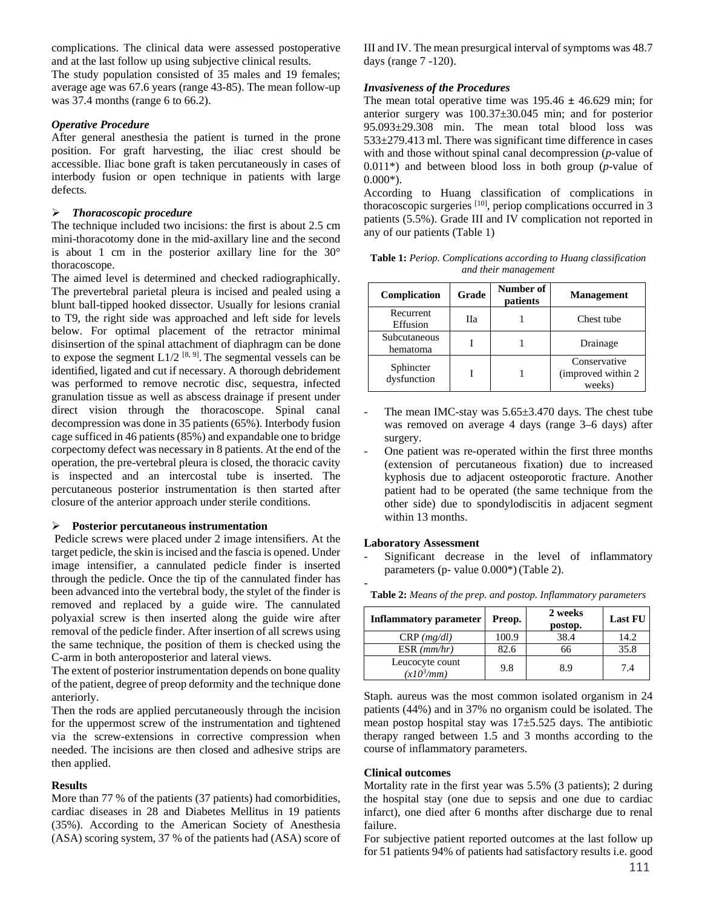complications. The clinical data were assessed postoperative and at the last follow up using subjective clinical results.

The study population consisted of 35 males and 19 females; average age was 67.6 years (range 43-85). The mean follow-up was 37.4 months (range 6 to 66.2).

### *Operative Procedure*

After general anesthesia the patient is turned in the prone position. For graft harvesting, the iliac crest should be accessible. Iliac bone graft is taken percutaneously in cases of interbody fusion or open technique in patients with large defects.

- ***Thoracoscopic procedure***

The technique included two incisions: the first is about 2.5 cm mini-thoracotomy done in the mid-axillary line and the second is about 1 cm in the posterior axillary line for the 30° thoracoscope.

The aimed level is determined and checked radiographically. The prevertebral parietal pleura is incised and pealed using a blunt ball-tipped hooked dissector. Usually for lesions cranial to T9, the right side was approached and left side for levels below. For optimal placement of the retractor minimal disinsertion of the spinal attachment of diaphragm can be done to expose the segment L1/2 [8, 9]. The segmental vessels can be identified, ligated and cut if necessary. A thorough debridement was performed to remove necrotic disc, sequestra, infected granulation tissue as well as abscess drainage if present under direct vision through the thoracoscope. Spinal canal decompression was done in 35 patients (65%). Interbody fusion cage sufficed in 46 patients (85%) and expandable one to bridge corpectomy defect was necessary in 8 patients. At the end of the operation, the pre-vertebral pleura is closed, the thoracic cavity is inspected and an intercostal tube is inserted. The percutaneous posterior instrumentation is then started after closure of the anterior approach under sterile conditions.

- **Posterior percutaneous instrumentation**

Pedicle screws were placed under 2 image intensifiers. At the target pedicle, the skin is incised and the fascia is opened. Under image intensifier, a cannulated pedicle finder is inserted through the pedicle. Once the tip of the cannulated finder has been advanced into the vertebral body, the stylet of the finder is removed and replaced by a guide wire. The cannulated polyaxial screw is then inserted along the guide wire after removal of the pedicle finder. After insertion of all screws using the same technique, the position of them is checked using the C-arm in both anteroposterior and lateral views.

The extent of posterior instrumentation depends on bone quality of the patient, degree of preop deformity and the technique done anteriorly.

Then the rods are applied percutaneously through the incision for the uppermost screw of the instrumentation and tightened via the screw-extensions in corrective compression when needed. The incisions are then closed and adhesive strips are then applied.

### Results

More than 77 % of the patients (37 patients) had comorbidities, cardiac diseases in 28 and Diabetes Mellitus in 19 patients (35%). According to the American Society of Anesthesia (ASA) scoring system, 37 % of the patients had (ASA) score of III and IV. The mean presurgical interval of symptoms was 48.7 days (range 7 -120).

### *Invasiveness of the Procedures*

The mean total operative time was 195.46 ± 46.629 min; for anterior surgery was 100.37±30.045 min; and for posterior 95.093±29.308 min. The mean total blood loss was 533±279.413 ml. There was significant time difference in cases with and those without spinal canal decompression (*p*-value of 0.011*) and between blood loss in both group (*p*-value of 0.000*).

According to Huang classification of complications in thoracoscopic surgeries [10], periop complications occurred in 3 patients (5.5%). Grade III and IV complication not reported in any of our patients (Table 1)

**Table 1:** *Periop. Complications according to Huang classification and their management*

| Complication | Grade | Number of patients | Management |
|---|---|---|---|
| Recurrent Effusion | IIa | 1 | Chest tube |
| Subcutaneous hematoma | I | 1 | Drainage |
| Sphincter dysfunction | I | 1 | Conservative (improved within 2 weeks) |

- The mean IMC-stay was 5.65±3.470 days. The chest tube was removed on average 4 days (range 3–6 days) after surgery.
- One patient was re-operated within the first three months (extension of percutaneous fixation) due to increased kyphosis due to adjacent osteoporotic fracture. Another patient had to be operated (the same technique from the other side) due to spondylodiscitis in adjacent segment within 13 months.

### Laboratory Assessment

- Significant decrease in the level of inflammatory parameters (p- value 0.000*) (Table 2).

**Table 2:** *Means of the prep. and postop. Inflammatory parameters*

| Inflammatory parameter | Preop. | 2 weeks postop. | Last FU |
|---|---|---|---|
| CRP *(mg/dl)* | 100.9 | 38.4 | 14.2 |
| ESR *(mm/hr)* | 82.6 | 66 | 35.8 |
| Leucocyte count *($x10^3$/mm)* | 9.8 | 8.9 | 7.4 |

Staph. aureus was the most common isolated organism in 24 patients (44%) and in 37% no organism could be isolated. The mean postop hospital stay was 17±5.525 days. The antibiotic therapy ranged between 1.5 and 3 months according to the course of inflammatory parameters.

### Clinical outcomes

Mortality rate in the first year was 5.5% (3 patients); 2 during the hospital stay (one due to sepsis and one due to cardiac infarct), one died after 6 months after discharge due to renal failure.

For subjective patient reported outcomes at the last follow up for 51 patients 94% of patients had satisfactory results i.e. good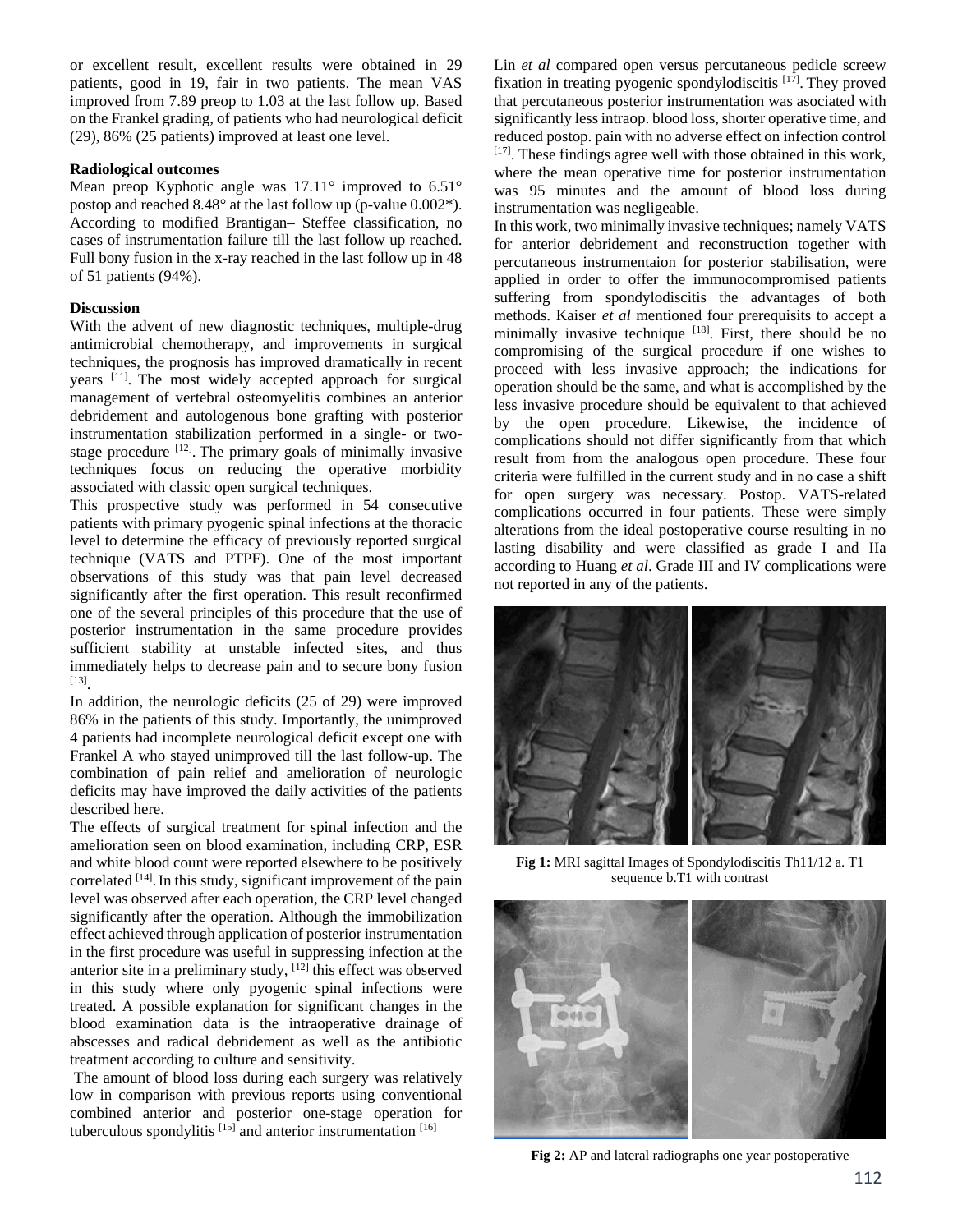or excellent result, excellent results were obtained in 29 patients, good in 19, fair in two patients. The mean VAS improved from 7.89 preop to 1.03 at the last follow up. Based on the Frankel grading, of patients who had neurological deficit (29), 86% (25 patients) improved at least one level.

**Radiological outcomes**

Mean preop Kyphotic angle was 17.11° improved to 6.51° postop and reached 8.48° at the last follow up (p-value 0.002*). According to modified Brantigan– Steffee classification, no cases of instrumentation failure till the last follow up reached. Full bony fusion in the x-ray reached in the last follow up in 48 of 51 patients (94%).

**Discussion**

With the advent of new diagnostic techniques, multiple-drug antimicrobial chemotherapy, and improvements in surgical techniques, the prognosis has improved dramatically in recent years [11]. The most widely accepted approach for surgical management of vertebral osteomyelitis combines an anterior debridement and autologenous bone grafting with posterior instrumentation stabilization performed in a single- or two-stage procedure [12]. The primary goals of minimally invasive techniques focus on reducing the operative morbidity associated with classic open surgical techniques.

This prospective study was performed in 54 consecutive patients with primary pyogenic spinal infections at the thoracic level to determine the efficacy of previously reported surgical technique (VATS and PTPF). One of the most important observations of this study was that pain level decreased significantly after the first operation. This result reconfirmed one of the several principles of this procedure that the use of posterior instrumentation in the same procedure provides sufficient stability at unstable infected sites, and thus immediately helps to decrease pain and to secure bony fusion [13].

In addition, the neurologic deficits (25 of 29) were improved 86% in the patients of this study. Importantly, the unimproved 4 patients had incomplete neurological deficit except one with Frankel A who stayed unimproved till the last follow-up. The combination of pain relief and amelioration of neurologic deficits may have improved the daily activities of the patients described here.

The effects of surgical treatment for spinal infection and the amelioration seen on blood examination, including CRP, ESR and white blood count were reported elsewhere to be positively correlated [14]. In this study, significant improvement of the pain level was observed after each operation, the CRP level changed significantly after the operation. Although the immobilization effect achieved through application of posterior instrumentation in the first procedure was useful in suppressing infection at the anterior site in a preliminary study, [12] this effect was observed in this study where only pyogenic spinal infections were treated. A possible explanation for significant changes in the blood examination data is the intraoperative drainage of abscesses and radical debridement as well as the antibiotic treatment according to culture and sensitivity.

The amount of blood loss during each surgery was relatively low in comparison with previous reports using conventional combined anterior and posterior one-stage operation for tuberculous spondylitis [15] and anterior instrumentation [16]

Lin *et al* compared open versus percutaneous pedicle screew fixation in treating pyogenic spondylodiscitis [17]. They proved that percutaneous posterior instrumentation was asociated with significantly less intraop. blood loss, shorter operative time, and reduced postop. pain with no adverse effect on infection control [17]. These findings agree well with those obtained in this work, where the mean operative time for posterior instrumentation was 95 minutes and the amount of blood loss during instrumentation was negligeable.

In this work, two minimally invasive techniques; namely VATS for anterior debridement and reconstruction together with percutaneous instrumentaion for posterior stabilisation, were applied in order to offer the immunocompromised patients suffering from spondylodiscitis the advantages of both methods. Kaiser *et al* mentioned four prerequisits to accept a minimally invasive technique [18]. First, there should be no compromising of the surgical procedure if one wishes to proceed with less invasive approach; the indications for operation should be the same, and what is accomplished by the less invasive procedure should be equivalent to that achieved by the open procedure. Likewise, the incidence of complications should not differ significantly from that which result from from the analogous open procedure. These four criteria were fulfilled in the current study and in no case a shift for open surgery was necessary. Postop. VATS-related complications occurred in four patients. These were simply alterations from the ideal postoperative course resulting in no lasting disability and were classified as grade I and IIa according to Huang *et al*. Grade III and IV complications were not reported in any of the patients.

**Fig 1:** MRI sagittal Images of Spondylodiscitis Th11/12 a. T1 sequence b.T1 with contrast

**Fig 2:** AP and lateral radiographs one year postoperative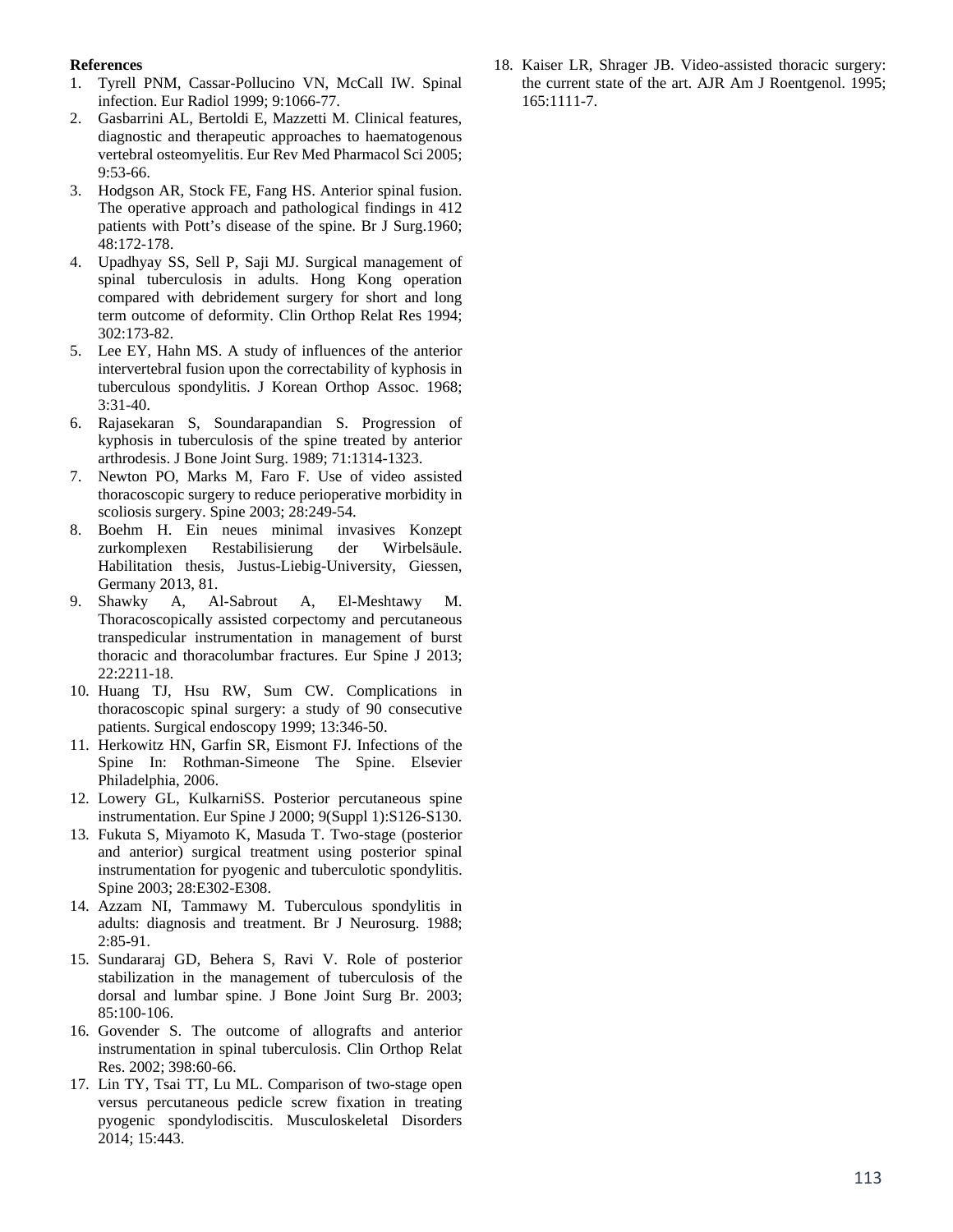**References**

1. Tyrell PNM, Cassar-Pollucino VN, McCall IW. Spinal infection. Eur Radiol 1999; 9:1066-77.
2. Gasbarrini AL, Bertoldi E, Mazzetti M. Clinical features, diagnostic and therapeutic approaches to haematogenous vertebral osteomyelitis. Eur Rev Med Pharmacol Sci 2005; 9:53-66.
3. Hodgson AR, Stock FE, Fang HS. Anterior spinal fusion. The operative approach and pathological findings in 412 patients with Pott's disease of the spine. Br J Surg.1960; 48:172-178.
4. Upadhyay SS, Sell P, Saji MJ. Surgical management of spinal tuberculosis in adults. Hong Kong operation compared with debridement surgery for short and long term outcome of deformity. Clin Orthop Relat Res 1994; 302:173-82.
5. Lee EY, Hahn MS. A study of influences of the anterior intervertebral fusion upon the correctability of kyphosis in tuberculous spondylitis. J Korean Orthop Assoc. 1968; 3:31-40.
6. Rajasekaran S, Soundarapandian S. Progression of kyphosis in tuberculosis of the spine treated by anterior arthrodesis. J Bone Joint Surg. 1989; 71:1314-1323.
7. Newton PO, Marks M, Faro F. Use of video assisted thoracoscopic surgery to reduce perioperative morbidity in scoliosis surgery. Spine 2003; 28:249-54.
8. Boehm H. Ein neues minimal invasives Konzept zurkomplexen Restabilisierung der Wirbelsäule. Habilitation thesis, Justus-Liebig-University, Giessen, Germany 2013, 81.
9. Shawky A, Al-Sabrout A, El-Meshtawy M. Thoracoscopically assisted corpectomy and percutaneous transpedicular instrumentation in management of burst thoracic and thoracolumbar fractures. Eur Spine J 2013; 22:2211-18.
10. Huang TJ, Hsu RW, Sum CW. Complications in thoracoscopic spinal surgery: a study of 90 consecutive patients. Surgical endoscopy 1999; 13:346-50.
11. Herkowitz HN, Garfin SR, Eismont FJ. Infections of the Spine In: Rothman-Simeone The Spine. Elsevier Philadelphia, 2006.
12. Lowery GL, KulkarniSS. Posterior percutaneous spine instrumentation. Eur Spine J 2000; 9(Suppl 1):S126-S130.
13. Fukuta S, Miyamoto K, Masuda T. Two-stage (posterior and anterior) surgical treatment using posterior spinal instrumentation for pyogenic and tuberculotic spondylitis. Spine 2003; 28:E302-E308.
14. Azzam NI, Tammawy M. Tuberculous spondylitis in adults: diagnosis and treatment. Br J Neurosurg. 1988; 2:85-91.
15. Sundararaj GD, Behera S, Ravi V. Role of posterior stabilization in the management of tuberculosis of the dorsal and lumbar spine. J Bone Joint Surg Br. 2003; 85:100-106.
16. Govender S. The outcome of allografts and anterior instrumentation in spinal tuberculosis. Clin Orthop Relat Res. 2002; 398:60-66.
17. Lin TY, Tsai TT, Lu ML. Comparison of two-stage open versus percutaneous pedicle screw fixation in treating pyogenic spondylodiscitis. Musculoskeletal Disorders 2014; 15:443.
18. Kaiser LR, Shrager JB. Video-assisted thoracic surgery: the current state of the art. AJR Am J Roentgenol. 1995; 165:1111-7.